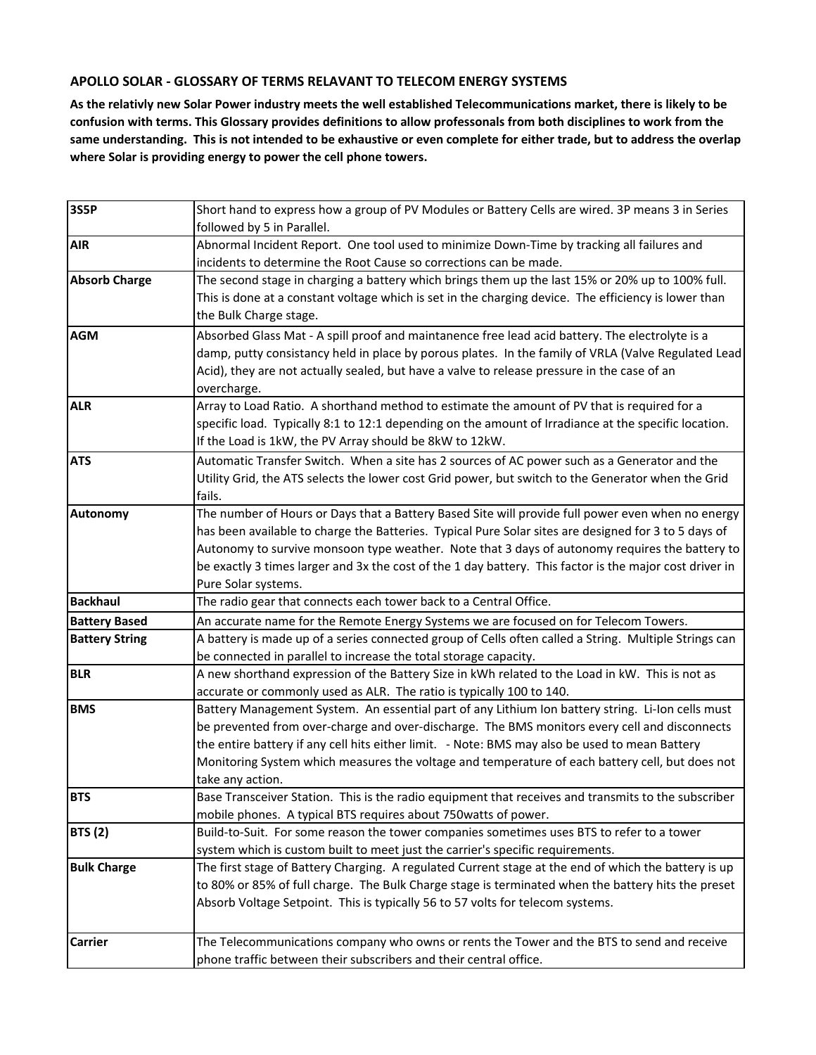**APOLLO SOLAR - GLOSSARY OF TERMS RELAVANT TO TELECOM ENERGY SYSTEMS**

**As the relativly new Solar Power industry meets the well established Telecommunications market, there is likely to be confusion with terms. This Glossary provides definitions to allow professonals from both disciplines to work from the same understanding. This is not intended to be exhaustive or even complete for either trade, but to address the overlap where Solar is providing energy to power the cell phone towers.**

| Term | Definition |
|---|---|
| **3S5P** | Short hand to express how a group of PV Modules or Battery Cells are wired. 3P means 3 in Series followed by 5 in Parallel. |
| **AIR** | Abnormal Incident Report. One tool used to minimize Down-Time by tracking all failures and incidents to determine the Root Cause so corrections can be made. |
| **Absorb Charge** | The second stage in charging a battery which brings them up the last 15% or 20% up to 100% full. This is done at a constant voltage which is set in the charging device. The efficiency is lower than the Bulk Charge stage. |
| **AGM** | Absorbed Glass Mat - A spill proof and maintanence free lead acid battery. The electrolyte is a damp, putty consistancy held in place by porous plates. In the family of VRLA (Valve Regulated Lead Acid), they are not actually sealed, but have a valve to release pressure in the case of an overcharge. |
| **ALR** | Array to Load Ratio. A shorthand method to estimate the amount of PV that is required for a specific load. Typically 8:1 to 12:1 depending on the amount of Irradiance at the specific location. If the Load is 1kW, the PV Array should be 8kW to 12kW. |
| **ATS** | Automatic Transfer Switch. When a site has 2 sources of AC power such as a Generator and the Utility Grid, the ATS selects the lower cost Grid power, but switch to the Generator when the Grid fails. |
| **Autonomy** | The number of Hours or Days that a Battery Based Site will provide full power even when no energy has been available to charge the Batteries. Typical Pure Solar sites are designed for 3 to 5 days of Autonomy to survive monsoon type weather. Note that 3 days of autonomy requires the battery to be exactly 3 times larger and 3x the cost of the 1 day battery. This factor is the major cost driver in Pure Solar systems. |
| **Backhaul** | The radio gear that connects each tower back to a Central Office. |
| **Battery Based** | An accurate name for the Remote Energy Systems we are focused on for Telecom Towers. |
| **Battery String** | A battery is made up of a series connected group of Cells often called a String. Multiple Strings can be connected in parallel to increase the total storage capacity. |
| **BLR** | A new shorthand expression of the Battery Size in kWh related to the Load in kW. This is not as accurate or commonly used as ALR. The ratio is typically 100 to 140. |
| **BMS** | Battery Management System. An essential part of any Lithium Ion battery string. Li-Ion cells must be prevented from over-charge and over-discharge. The BMS monitors every cell and disconnects the entire battery if any cell hits either limit. - Note: BMS may also be used to mean Battery Monitoring System which measures the voltage and temperature of each battery cell, but does not take any action. |
| **BTS** | Base Transceiver Station. This is the radio equipment that receives and transmits to the subscriber mobile phones. A typical BTS requires about 750watts of power. |
| **BTS (2)** | Build-to-Suit. For some reason the tower companies sometimes uses BTS to refer to a tower system which is custom built to meet just the carrier's specific requirements. |
| **Bulk Charge** | The first stage of Battery Charging. A regulated Current stage at the end of which the battery is up to 80% or 85% of full charge. The Bulk Charge stage is terminated when the battery hits the preset Absorb Voltage Setpoint. This is typically 56 to 57 volts for telecom systems. |
| **Carrier** | The Telecommunications company who owns or rents the Tower and the BTS to send and receive phone traffic between their subscribers and their central office. |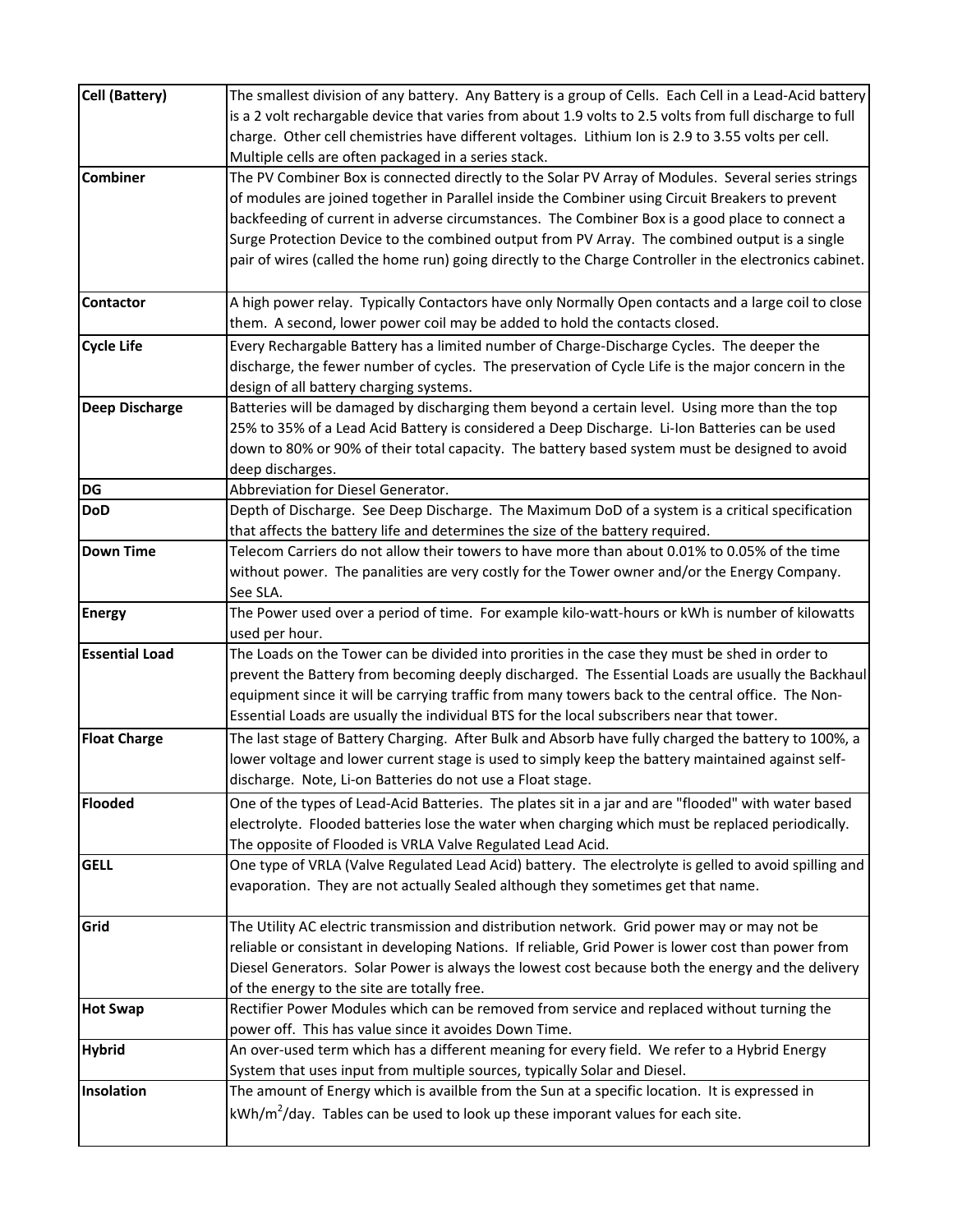| | |
|---|---|
| **Cell (Battery)** | The smallest division of any battery. Any Battery is a group of Cells. Each Cell in a Lead-Acid battery is a 2 volt rechargable device that varies from about 1.9 volts to 2.5 volts from full discharge to full charge. Other cell chemistries have different voltages. Lithium Ion is 2.9 to 3.55 volts per cell. Multiple cells are often packaged in a series stack. |
| **Combiner** | The PV Combiner Box is connected directly to the Solar PV Array of Modules. Several series strings of modules are joined together in Parallel inside the Combiner using Circuit Breakers to prevent backfeeding of current in adverse circumstances. The Combiner Box is a good place to connect a Surge Protection Device to the combined output from PV Array. The combined output is a single pair of wires (called the home run) going directly to the Charge Controller in the electronics cabinet. |
| **Contactor** | A high power relay. Typically Contactors have only Normally Open contacts and a large coil to close them. A second, lower power coil may be added to hold the contacts closed. |
| **Cycle Life** | Every Rechargable Battery has a limited number of Charge-Discharge Cycles. The deeper the discharge, the fewer number of cycles. The preservation of Cycle Life is the major concern in the design of all battery charging systems. |
| **Deep Discharge** | Batteries will be damaged by discharging them beyond a certain level. Using more than the top 25% to 35% of a Lead Acid Battery is considered a Deep Discharge. Li-Ion Batteries can be used down to 80% or 90% of their total capacity. The battery based system must be designed to avoid deep discharges. |
| **DG** | Abbreviation for Diesel Generator. |
| **DoD** | Depth of Discharge. See Deep Discharge. The Maximum DoD of a system is a critical specification that affects the battery life and determines the size of the battery required. |
| **Down Time** | Telecom Carriers do not allow their towers to have more than about 0.01% to 0.05% of the time without power. The panalities are very costly for the Tower owner and/or the Energy Company. See SLA. |
| **Energy** | The Power used over a period of time. For example kilo-watt-hours or kWh is number of kilowatts used per hour. |
| **Essential Load** | The Loads on the Tower can be divided into prorities in the case they must be shed in order to prevent the Battery from becoming deeply discharged. The Essential Loads are usually the Backhaul equipment since it will be carrying traffic from many towers back to the central office. The Non-Essential Loads are usually the individual BTS for the local subscribers near that tower. |
| **Float Charge** | The last stage of Battery Charging. After Bulk and Absorb have fully charged the battery to 100%, a lower voltage and lower current stage is used to simply keep the battery maintained against self-discharge. Note, Li-on Batteries do not use a Float stage. |
| **Flooded** | One of the types of Lead-Acid Batteries. The plates sit in a jar and are "flooded" with water based electrolyte. Flooded batteries lose the water when charging which must be replaced periodically. The opposite of Flooded is VRLA Valve Regulated Lead Acid. |
| **GELL** | One type of VRLA (Valve Regulated Lead Acid) battery. The electrolyte is gelled to avoid spilling and evaporation. They are not actually Sealed although they sometimes get that name. |
| **Grid** | The Utility AC electric transmission and distribution network. Grid power may or may not be reliable or consistant in developing Nations. If reliable, Grid Power is lower cost than power from Diesel Generators. Solar Power is always the lowest cost because both the energy and the delivery of the energy to the site are totally free. |
| **Hot Swap** | Rectifier Power Modules which can be removed from service and replaced without turning the power off. This has value since it avoides Down Time. |
| **Hybrid** | An over-used term which has a different meaning for every field. We refer to a Hybrid Energy System that uses input from multiple sources, typically Solar and Diesel. |
| **Insolation** | The amount of Energy which is availble from the Sun at a specific location. It is expressed in $kWh/m^2/day$. Tables can be used to look up these imporant values for each site. |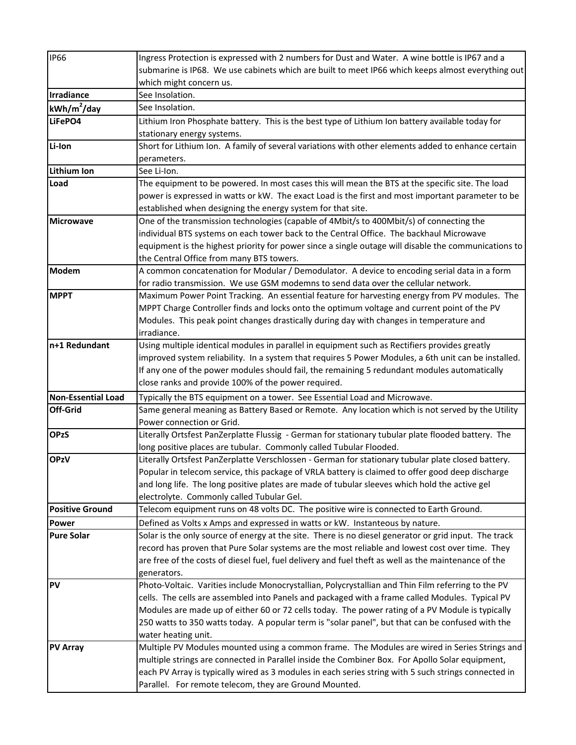| IP66 | Ingress Protection is expressed with 2 numbers for Dust and Water. A wine bottle is IP67 and a submarine is IP68. We use cabinets which are built to meet IP66 which keeps almost everything out which might concern us. |
|---|---|
| **Irradiance** | See Insolation. |
| **kWh/m$^2$/day** | See Insolation. |
| **LiFePO4** | Lithium Iron Phosphate battery. This is the best type of Lithium Ion battery available today for stationary energy systems. |
| **Li-Ion** | Short for Lithium Ion. A family of several variations with other elements added to enhance certain perameters. |
| **Lithium Ion** | See Li-Ion. |
| **Load** | The equipment to be powered. In most cases this will mean the BTS at the specific site. The load power is expressed in watts or kW. The exact Load is the first and most important parameter to be established when designing the energy system for that site. |
| **Microwave** | One of the transmission technologies (capable of 4Mbit/s to 400Mbit/s) of connecting the individual BTS systems on each tower back to the Central Office. The backhaul Microwave equipment is the highest priority for power since a single outage will disable the communications to the Central Office from many BTS towers. |
| **Modem** | A common concatenation for Modular / Demodulator. A device to encoding serial data in a form for radio transmission. We use GSM modemns to send data over the cellular network. |
| **MPPT** | Maximum Power Point Tracking. An essential feature for harvesting energy from PV modules. The MPPT Charge Controller finds and locks onto the optimum voltage and current point of the PV Modules. This peak point changes drastically during day with changes in temperature and irradiance. |
| **n+1 Redundant** | Using multiple identical modules in parallel in equipment such as Rectifiers provides greatly improved system reliability. In a system that requires 5 Power Modules, a 6th unit can be installed. If any one of the power modules should fail, the remaining 5 redundant modules automatically close ranks and provide 100% of the power required. |
| **Non-Essential Load** | Typically the BTS equipment on a tower. See Essential Load and Microwave. |
| **Off-Grid** | Same general meaning as Battery Based or Remote. Any location which is not served by the Utility Power connection or Grid. |
| **OPzS** | Literally Ortsfest PanZerplatte Flussig - German for stationary tubular plate flooded battery. The long positive places are tubular. Commonly called Tubular Flooded. |
| **OPzV** | Literally Ortsfest PanZerplatte Verschlossen - German for stationary tubular plate closed battery. Popular in telecom service, this package of VRLA battery is claimed to offer good deep discharge and long life. The long positive plates are made of tubular sleeves which hold the active gel electrolyte. Commonly called Tubular Gel. |
| **Positive Ground** | Telecom equipment runs on 48 volts DC. The positive wire is connected to Earth Ground. |
| **Power** | Defined as Volts x Amps and expressed in watts or kW. Instantaneous by nature. |
| **Pure Solar** | Solar is the only source of energy at the site. There is no diesel generator or grid input. The track record has proven that Pure Solar systems are the most reliable and lowest cost over time. They are free of the costs of diesel fuel, fuel delivery and fuel theft as well as the maintenance of the generators. |
| **PV** | Photo-Voltaic. Varities include Monocrystallian, Polycrystallian and Thin Film referring to the PV cells. The cells are assembled into Panels and packaged with a frame called Modules. Typical PV Modules are made up of either 60 or 72 cells today. The power rating of a PV Module is typically 250 watts to 350 watts today. A popular term is "solar panel", but that can be confused with the water heating unit. |
| **PV Array** | Multiple PV Modules mounted using a common frame. The Modules are wired in Series Strings and multiple strings are connected in Parallel inside the Combiner Box. For Apollo Solar equipment, each PV Array is typically wired as 3 modules in each series string with 5 such strings connected in Parallel. For remote telecom, they are Ground Mounted. |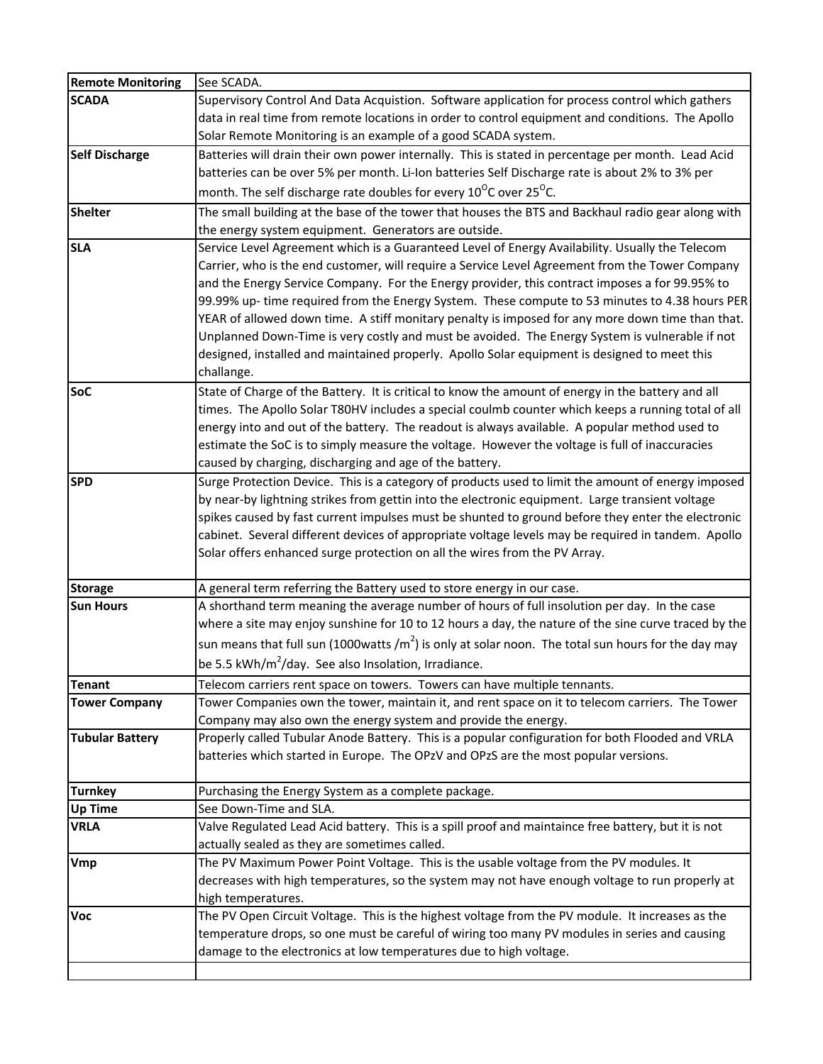| | |
|---|---|
| **Remote Monitoring** | See SCADA. |
| **SCADA** | Supervisory Control And Data Acquistion. Software application for process control which gathers data in real time from remote locations in order to control equipment and conditions. The Apollo Solar Remote Monitoring is an example of a good SCADA system. |
| **Self Discharge** | Batteries will drain their own power internally. This is stated in percentage per month. Lead Acid batteries can be over 5% per month. Li-Ion batteries Self Discharge rate is about 2% to 3% per month. The self discharge rate doubles for every $10^{O}$C over $25^{O}$C. |
| **Shelter** | The small building at the base of the tower that houses the BTS and Backhaul radio gear along with the energy system equipment. Generators are outside. |
| **SLA** | Service Level Agreement which is a Guaranteed Level of Energy Availability. Usually the Telecom Carrier, who is the end customer, will require a Service Level Agreement from the Tower Company and the Energy Service Company. For the Energy provider, this contract imposes a for 99.95% to 99.99% up- time required from the Energy System. These compute to 53 minutes to 4.38 hours PER YEAR of allowed down time. A stiff monitary penalty is imposed for any more down time than that. Unplanned Down-Time is very costly and must be avoided. The Energy System is vulnerable if not designed, installed and maintained properly. Apollo Solar equipment is designed to meet this challange. |
| **SoC** | State of Charge of the Battery. It is critical to know the amount of energy in the battery and all times. The Apollo Solar T80HV includes a special coulmb counter which keeps a running total of all energy into and out of the battery. The readout is always available. A popular method used to estimate the SoC is to simply measure the voltage. However the voltage is full of inaccuracies caused by charging, discharging and age of the battery. |
| **SPD** | Surge Protection Device. This is a category of products used to limit the amount of energy imposed by near-by lightning strikes from gettin into the electronic equipment. Large transient voltage spikes caused by fast current impulses must be shunted to ground before they enter the electronic cabinet. Several different devices of appropriate voltage levels may be required in tandem. Apollo Solar offers enhanced surge protection on all the wires from the PV Array. |
| **Storage** | A general term referring the Battery used to store energy in our case. |
| **Sun Hours** | A shorthand term meaning the average number of hours of full insolution per day. In the case where a site may enjoy sunshine for 10 to 12 hours a day, the nature of the sine curve traced by the sun means that full sun (1000watts /$m^2$) is only at solar noon. The total sun hours for the day may be 5.5 kWh/$m^2$/day. See also Insolation, Irradiance. |
| **Tenant** | Telecom carriers rent space on towers. Towers can have multiple tennants. |
| **Tower Company** | Tower Companies own the tower, maintain it, and rent space on it to telecom carriers. The Tower Company may also own the energy system and provide the energy. |
| **Tubular Battery** | Properly called Tubular Anode Battery. This is a popular configuration for both Flooded and VRLA batteries which started in Europe. The OPzV and OPzS are the most popular versions. |
| **Turnkey** | Purchasing the Energy System as a complete package. |
| **Up Time** | See Down-Time and SLA. |
| **VRLA** | Valve Regulated Lead Acid battery. This is a spill proof and maintaince free battery, but it is not actually sealed as they are sometimes called. |
| **Vmp** | The PV Maximum Power Point Voltage. This is the usable voltage from the PV modules. It decreases with high temperatures, so the system may not have enough voltage to run properly at high temperatures. |
| **Voc** | The PV Open Circuit Voltage. This is the highest voltage from the PV module. It increases as the temperature drops, so one must be careful of wiring too many PV modules in series and causing damage to the electronics at low temperatures due to high voltage. |
| | |